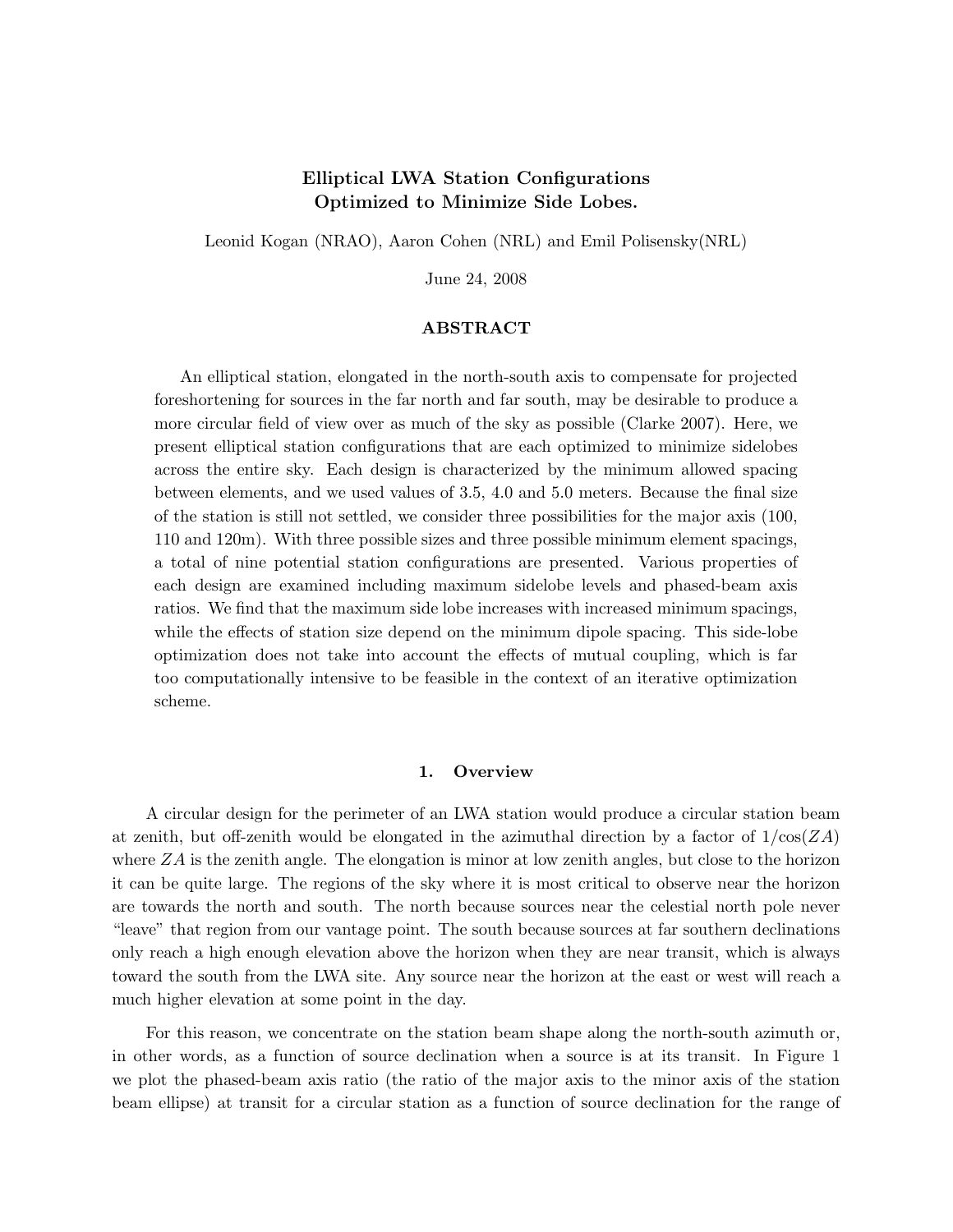# Elliptical LWA Station Configurations Optimized to Minimize Side Lobes.

Leonid Kogan (NRAO), Aaron Cohen (NRL) and Emil Polisensky(NRL)

June 24, 2008

## ABSTRACT

An elliptical station, elongated in the north-south axis to compensate for projected foreshortening for sources in the far north and far south, may be desirable to produce a more circular field of view over as much of the sky as possible (Clarke 2007). Here, we present elliptical station configurations that are each optimized to minimize sidelobes across the entire sky. Each design is characterized by the minimum allowed spacing between elements, and we used values of 3.5, 4.0 and 5.0 meters. Because the final size of the station is still not settled, we consider three possibilities for the major axis (100, 110 and 120m). With three possible sizes and three possible minimum element spacings, a total of nine potential station configurations are presented. Various properties of each design are examined including maximum sidelobe levels and phased-beam axis ratios. We find that the maximum side lobe increases with increased minimum spacings, while the effects of station size depend on the minimum dipole spacing. This side-lobe optimization does not take into account the effects of mutual coupling, which is far too computationally intensive to be feasible in the context of an iterative optimization scheme.

## 1. Overview

A circular design for the perimeter of an LWA station would produce a circular station beam at zenith, but off-zenith would be elongated in the azimuthal direction by a factor of $1/\cos(ZA)$ where $ZA$ is the zenith angle. The elongation is minor at low zenith angles, but close to the horizon it can be quite large. The regions of the sky where it is most critical to observe near the horizon are towards the north and south. The north because sources near the celestial north pole never "leave" that region from our vantage point. The south because sources at far southern declinations only reach a high enough elevation above the horizon when they are near transit, which is always toward the south from the LWA site. Any source near the horizon at the east or west will reach a much higher elevation at some point in the day.

For this reason, we concentrate on the station beam shape along the north-south azimuth or, in other words, as a function of source declination when a source is at its transit. In Figure 1 we plot the phased-beam axis ratio (the ratio of the major axis to the minor axis of the station beam ellipse) at transit for a circular station as a function of source declination for the range of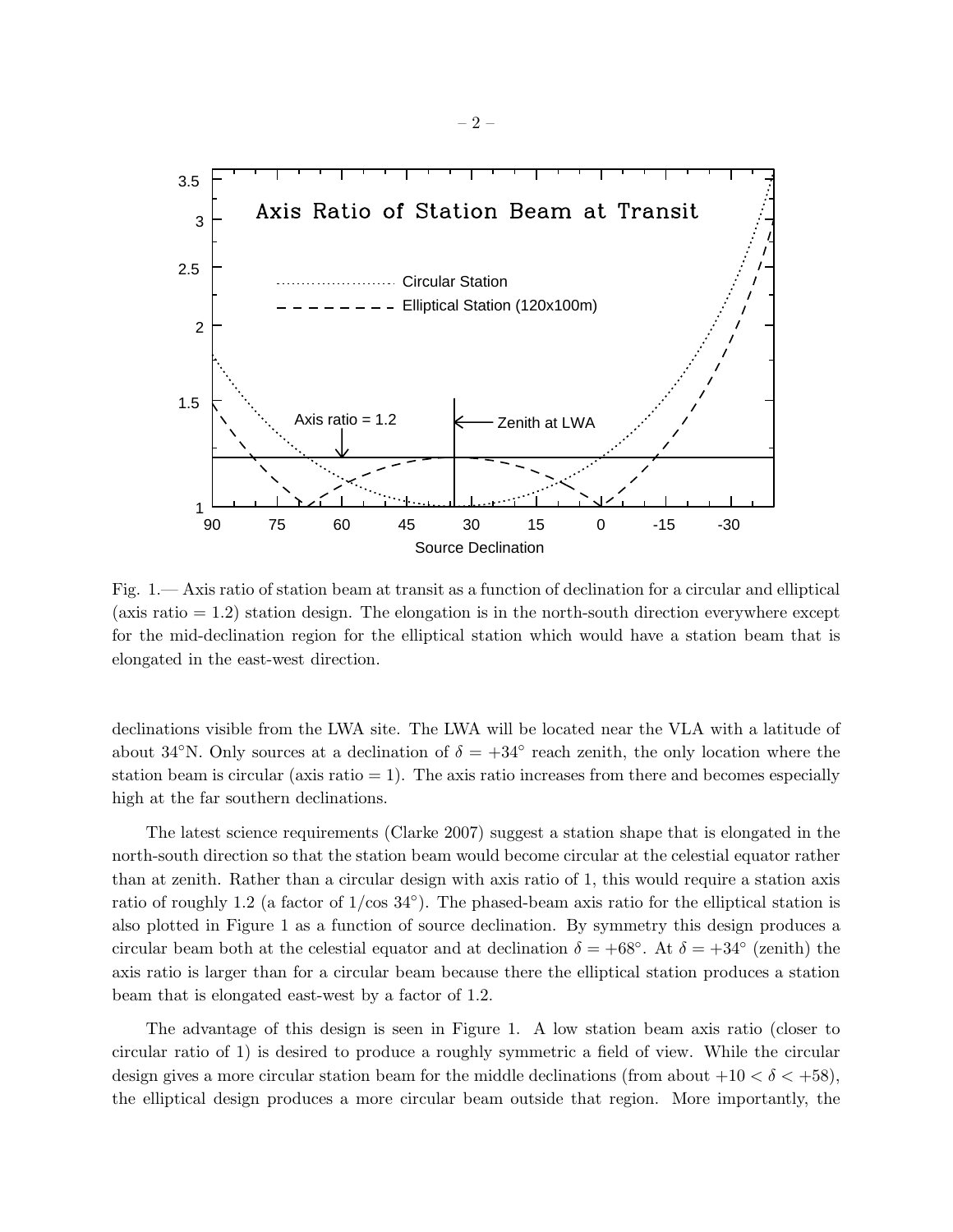Fig. 1.— Axis ratio of station beam at transit as a function of declination for a circular and elliptical (axis ratio = 1.2) station design. The elongation is in the north-south direction everywhere except for the mid-declination region for the elliptical station which would have a station beam that is elongated in the east-west direction.

declinations visible from the LWA site. The LWA will be located near the VLA with a latitude of about 34°N. Only sources at a declination of $\delta = +34^\circ$ reach zenith, the only location where the station beam is circular (axis ratio = 1). The axis ratio increases from there and becomes especially high at the far southern declinations.

The latest science requirements (Clarke 2007) suggest a station shape that is elongated in the north-south direction so that the station beam would become circular at the celestial equator rather than at zenith. Rather than a circular design with axis ratio of 1, this would require a station axis ratio of roughly 1.2 (a factor of $1/\cos 34^\circ$). The phased-beam axis ratio for the elliptical station is also plotted in Figure 1 as a function of source declination. By symmetry this design produces a circular beam both at the celestial equator and at declination $\delta = +68^\circ$. At $\delta = +34^\circ$ (zenith) the axis ratio is larger than for a circular beam because there the elliptical station produces a station beam that is elongated east-west by a factor of 1.2.

The advantage of this design is seen in Figure 1. A low station beam axis ratio (closer to circular ratio of 1) is desired to produce a roughly symmetric a field of view. While the circular design gives a more circular station beam for the middle declinations (from about $+10 < \delta < +58$), the elliptical design produces a more circular beam outside that region. More importantly, the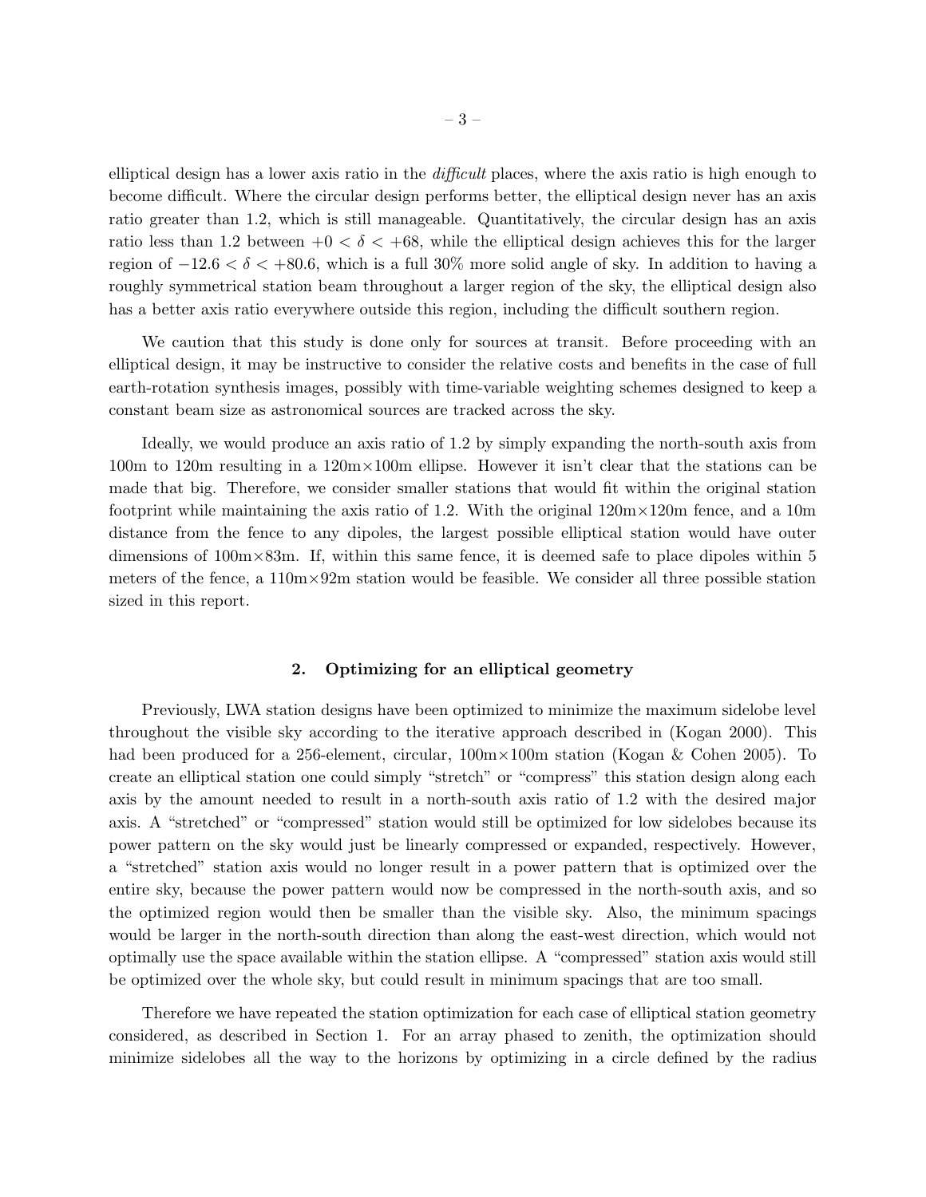elliptical design has a lower axis ratio in the *difficult* places, where the axis ratio is high enough to become difficult. Where the circular design performs better, the elliptical design never has an axis ratio greater than 1.2, which is still manageable. Quantitatively, the circular design has an axis ratio less than 1.2 between $+0 < \delta < +68$, while the elliptical design achieves this for the larger region of $-12.6 < \delta < +80.6$, which is a full 30% more solid angle of sky. In addition to having a roughly symmetrical station beam throughout a larger region of the sky, the elliptical design also has a better axis ratio everywhere outside this region, including the difficult southern region.

We caution that this study is done only for sources at transit. Before proceeding with an elliptical design, it may be instructive to consider the relative costs and benefits in the case of full earth-rotation synthesis images, possibly with time-variable weighting schemes designed to keep a constant beam size as astronomical sources are tracked across the sky.

Ideally, we would produce an axis ratio of 1.2 by simply expanding the north-south axis from 100m to 120m resulting in a 120m×100m ellipse. However it isn't clear that the stations can be made that big. Therefore, we consider smaller stations that would fit within the original station footprint while maintaining the axis ratio of 1.2. With the original 120m×120m fence, and a 10m distance from the fence to any dipoles, the largest possible elliptical station would have outer dimensions of 100m×83m. If, within this same fence, it is deemed safe to place dipoles within 5 meters of the fence, a 110m×92m station would be feasible. We consider all three possible station sized in this report.

## 2. Optimizing for an elliptical geometry

Previously, LWA station designs have been optimized to minimize the maximum sidelobe level throughout the visible sky according to the iterative approach described in (Kogan 2000). This had been produced for a 256-element, circular, 100m×100m station (Kogan & Cohen 2005). To create an elliptical station one could simply "stretch" or "compress" this station design along each axis by the amount needed to result in a north-south axis ratio of 1.2 with the desired major axis. A "stretched" or "compressed" station would still be optimized for low sidelobes because its power pattern on the sky would just be linearly compressed or expanded, respectively. However, a "stretched" station axis would no longer result in a power pattern that is optimized over the entire sky, because the power pattern would now be compressed in the north-south axis, and so the optimized region would then be smaller than the visible sky. Also, the minimum spacings would be larger in the north-south direction than along the east-west direction, which would not optimally use the space available within the station ellipse. A "compressed" station axis would still be optimized over the whole sky, but could result in minimum spacings that are too small.

Therefore we have repeated the station optimization for each case of elliptical station geometry considered, as described in Section 1. For an array phased to zenith, the optimization should minimize sidelobes all the way to the horizons by optimizing in a circle defined by the radius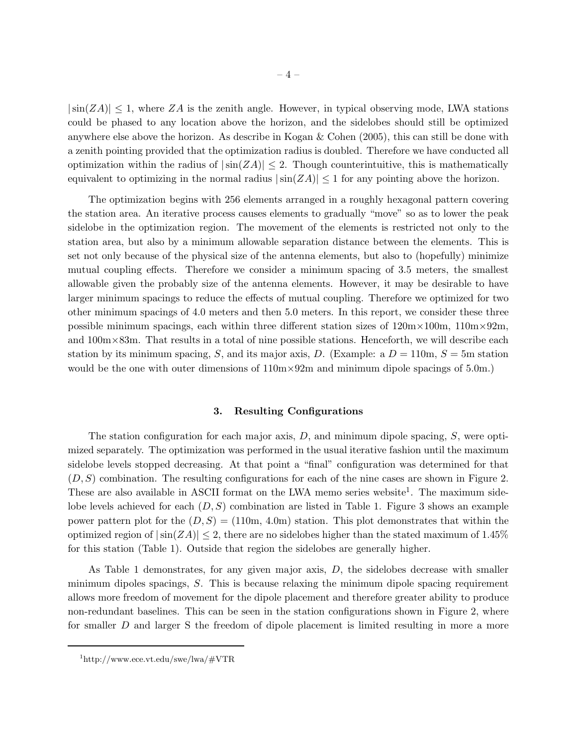$|\sin(ZA)| \leq 1$, where $ZA$ is the zenith angle. However, in typical observing mode, LWA stations could be phased to any location above the horizon, and the sidelobes should still be optimized anywhere else above the horizon. As describe in Kogan & Cohen (2005), this can still be done with a zenith pointing provided that the optimization radius is doubled. Therefore we have conducted all optimization within the radius of $|\sin(ZA)| \leq 2$. Though counterintuitive, this is mathematically equivalent to optimizing in the normal radius $|\sin(ZA)| \leq 1$ for any pointing above the horizon.

The optimization begins with 256 elements arranged in a roughly hexagonal pattern covering the station area. An iterative process causes elements to gradually "move" so as to lower the peak sidelobe in the optimization region. The movement of the elements is restricted not only to the station area, but also by a minimum allowable separation distance between the elements. This is set not only because of the physical size of the antenna elements, but also to (hopefully) minimize mutual coupling effects. Therefore we consider a minimum spacing of 3.5 meters, the smallest allowable given the probably size of the antenna elements. However, it may be desirable to have larger minimum spacings to reduce the effects of mutual coupling. Therefore we optimized for two other minimum spacings of 4.0 meters and then 5.0 meters. In this report, we consider these three possible minimum spacings, each within three different station sizes of 120m×100m, 110m×92m, and 100m×83m. That results in a total of nine possible stations. Henceforth, we will describe each station by its minimum spacing, $S$, and its major axis, $D$. (Example: a $D = 110$m, $S = 5$m station would be the one with outer dimensions of 110m×92m and minimum dipole spacings of 5.0m.)

## 3. Resulting Configurations

The station configuration for each major axis, $D$, and minimum dipole spacing, $S$, were optimized separately. The optimization was performed in the usual iterative fashion until the maximum sidelobe levels stopped decreasing. At that point a "final" configuration was determined for that $(D, S)$ combination. The resulting configurations for each of the nine cases are shown in Figure 2. These are also available in ASCII format on the LWA memo series website[1]. The maximum sidelobe levels achieved for each $(D, S)$ combination are listed in Table 1. Figure 3 shows an example power pattern plot for the $(D, S) = (110\text{m}, 4.0\text{m})$ station. This plot demonstrates that within the optimized region of $|\sin(ZA)| \leq 2$, there are no sidelobes higher than the stated maximum of 1.45% for this station (Table 1). Outside that region the sidelobes are generally higher.

As Table 1 demonstrates, for any given major axis, $D$, the sidelobes decrease with smaller minimum dipoles spacings, $S$. This is because relaxing the minimum dipole spacing requirement allows more freedom of movement for the dipole placement and therefore greater ability to produce non-redundant baselines. This can be seen in the station configurations shown in Figure 2, where for smaller $D$ and larger S the freedom of dipole placement is limited resulting in more a more

[1] http://www.ece.vt.edu/swe/lwa/#VTR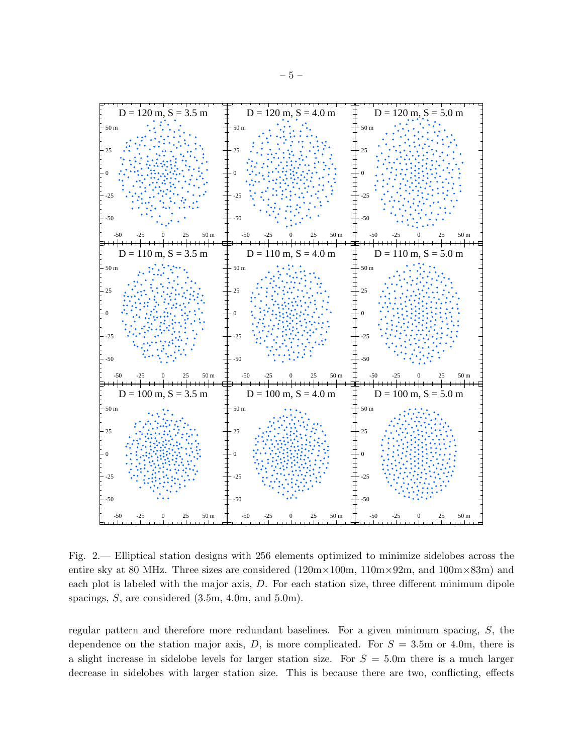Fig. 2.— Elliptical station designs with 256 elements optimized to minimize sidelobes across the entire sky at 80 MHz. Three sizes are considered (120m×100m, 110m×92m, and 100m×83m) and each plot is labeled with the major axis, $D$. For each station size, three different minimum dipole spacings, $S$, are considered (3.5m, 4.0m, and 5.0m).

regular pattern and therefore more redundant baselines. For a given minimum spacing, $S$, the dependence on the station major axis, $D$, is more complicated. For $S = 3.5$m or 4.0m, there is a slight increase in sidelobe levels for larger station size. For $S = 5.0$m there is a much larger decrease in sidelobes with larger station size. This is because there are two, conflicting, effects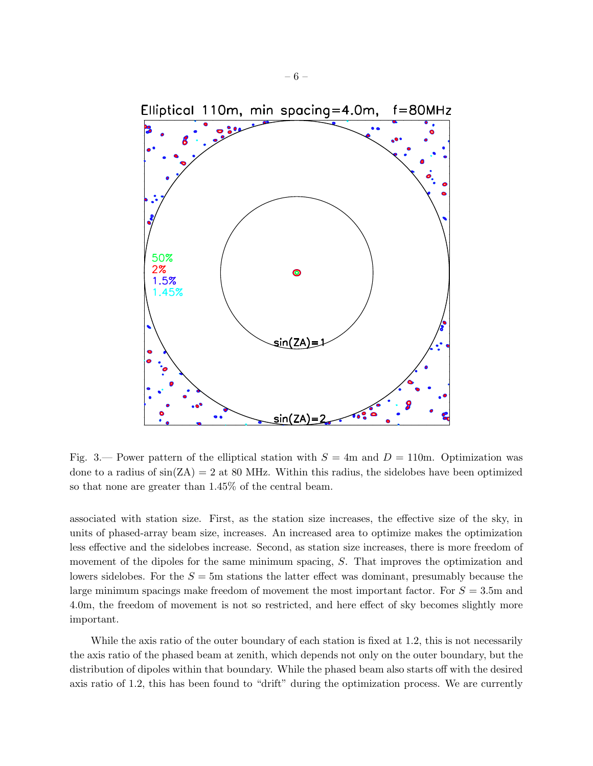Fig. 3.— Power pattern of the elliptical station with $S = 4$m and $D = 110$m. Optimization was done to a radius of $\sin(\mathrm{ZA}) = 2$ at 80 MHz. Within this radius, the sidelobes have been optimized so that none are greater than 1.45% of the central beam.

associated with station size. First, as the station size increases, the effective size of the sky, in units of phased-array beam size, increases. An increased area to optimize makes the optimization less effective and the sidelobes increase. Second, as station size increases, there is more freedom of movement of the dipoles for the same minimum spacing, $S$. That improves the optimization and lowers sidelobes. For the $S = 5$m stations the latter effect was dominant, presumably because the large minimum spacings make freedom of movement the most important factor. For $S = 3.5$m and 4.0m, the freedom of movement is not so restricted, and here effect of sky becomes slightly more important.

While the axis ratio of the outer boundary of each station is fixed at 1.2, this is not necessarily the axis ratio of the phased beam at zenith, which depends not only on the outer boundary, but the distribution of dipoles within that boundary. While the phased beam also starts off with the desired axis ratio of 1.2, this has been found to "drift" during the optimization process. We are currently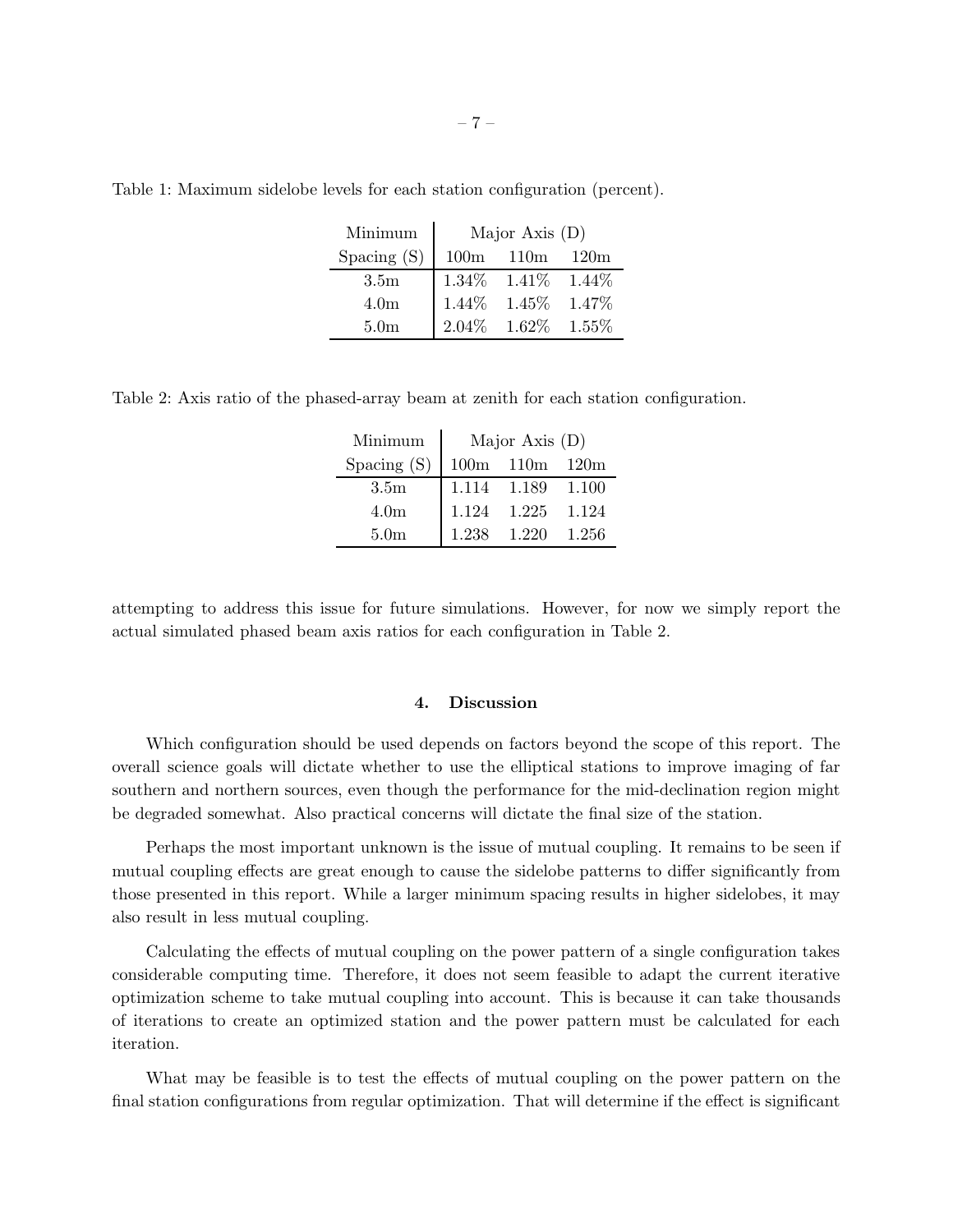Table 1: Maximum sidelobe levels for each station configuration (percent).

| Minimum | Major Axis (D) | | |
|---|---|---|---|
| Spacing (S) | 100m | 110m | 120m |
| 3.5m | 1.34% | 1.41% | 1.44% |
| 4.0m | 1.44% | 1.45% | 1.47% |
| 5.0m | 2.04% | 1.62% | 1.55% |

Table 2: Axis ratio of the phased-array beam at zenith for each station configuration.

| Minimum | Major Axis (D) | | |
|---|---|---|---|
| Spacing (S) | 100m | 110m | 120m |
| 3.5m | 1.114 | 1.189 | 1.100 |
| 4.0m | 1.124 | 1.225 | 1.124 |
| 5.0m | 1.238 | 1.220 | 1.256 |

attempting to address this issue for future simulations. However, for now we simply report the actual simulated phased beam axis ratios for each configuration in Table 2.

## 4. Discussion

Which configuration should be used depends on factors beyond the scope of this report. The overall science goals will dictate whether to use the elliptical stations to improve imaging of far southern and northern sources, even though the performance for the mid-declination region might be degraded somewhat. Also practical concerns will dictate the final size of the station.

Perhaps the most important unknown is the issue of mutual coupling. It remains to be seen if mutual coupling effects are great enough to cause the sidelobe patterns to differ significantly from those presented in this report. While a larger minimum spacing results in higher sidelobes, it may also result in less mutual coupling.

Calculating the effects of mutual coupling on the power pattern of a single configuration takes considerable computing time. Therefore, it does not seem feasible to adapt the current iterative optimization scheme to take mutual coupling into account. This is because it can take thousands of iterations to create an optimized station and the power pattern must be calculated for each iteration.

What may be feasible is to test the effects of mutual coupling on the power pattern on the final station configurations from regular optimization. That will determine if the effect is significant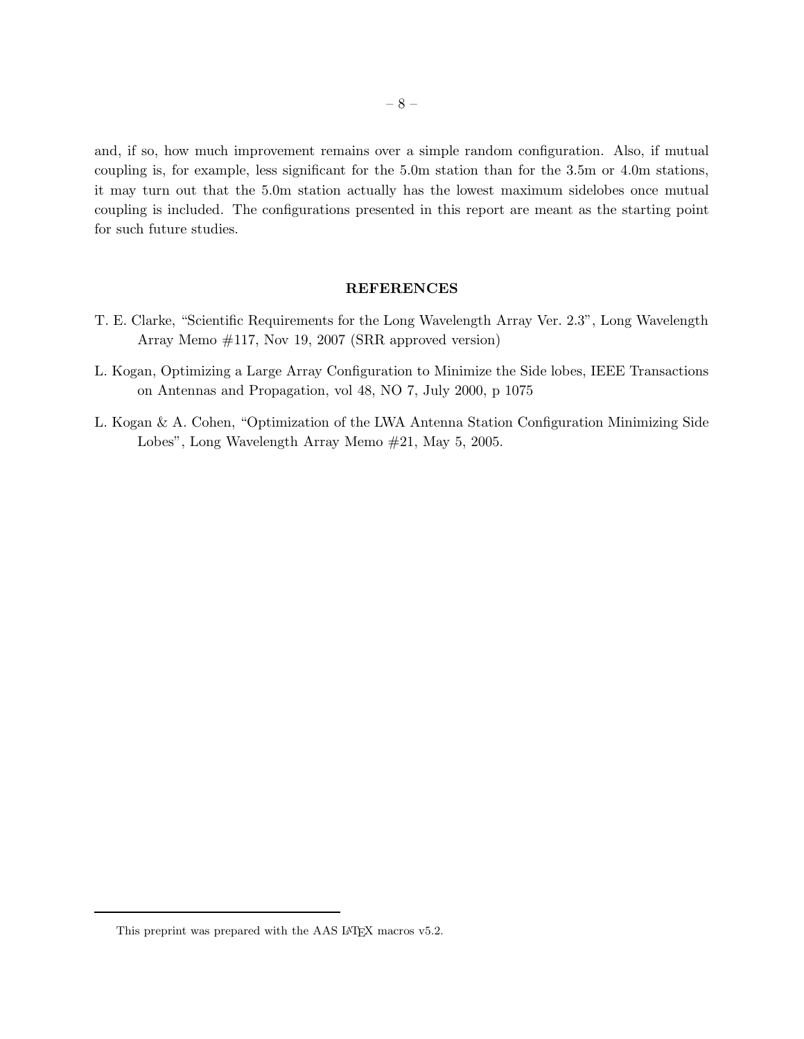and, if so, how much improvement remains over a simple random configuration. Also, if mutual coupling is, for example, less significant for the 5.0m station than for the 3.5m or 4.0m stations, it may turn out that the 5.0m station actually has the lowest maximum sidelobes once mutual coupling is included. The configurations presented in this report are meant as the starting point for such future studies.

## REFERENCES

T. E. Clarke, "Scientific Requirements for the Long Wavelength Array Ver. 2.3", Long Wavelength Array Memo #117, Nov 19, 2007 (SRR approved version)

L. Kogan, Optimizing a Large Array Configuration to Minimize the Side lobes, IEEE Transactions on Antennas and Propagation, vol 48, NO 7, July 2000, p 1075

L. Kogan & A. Cohen, "Optimization of the LWA Antenna Station Configuration Minimizing Side Lobes", Long Wavelength Array Memo #21, May 5, 2005.

---

This preprint was prepared with the AAS LaTeX macros v5.2.